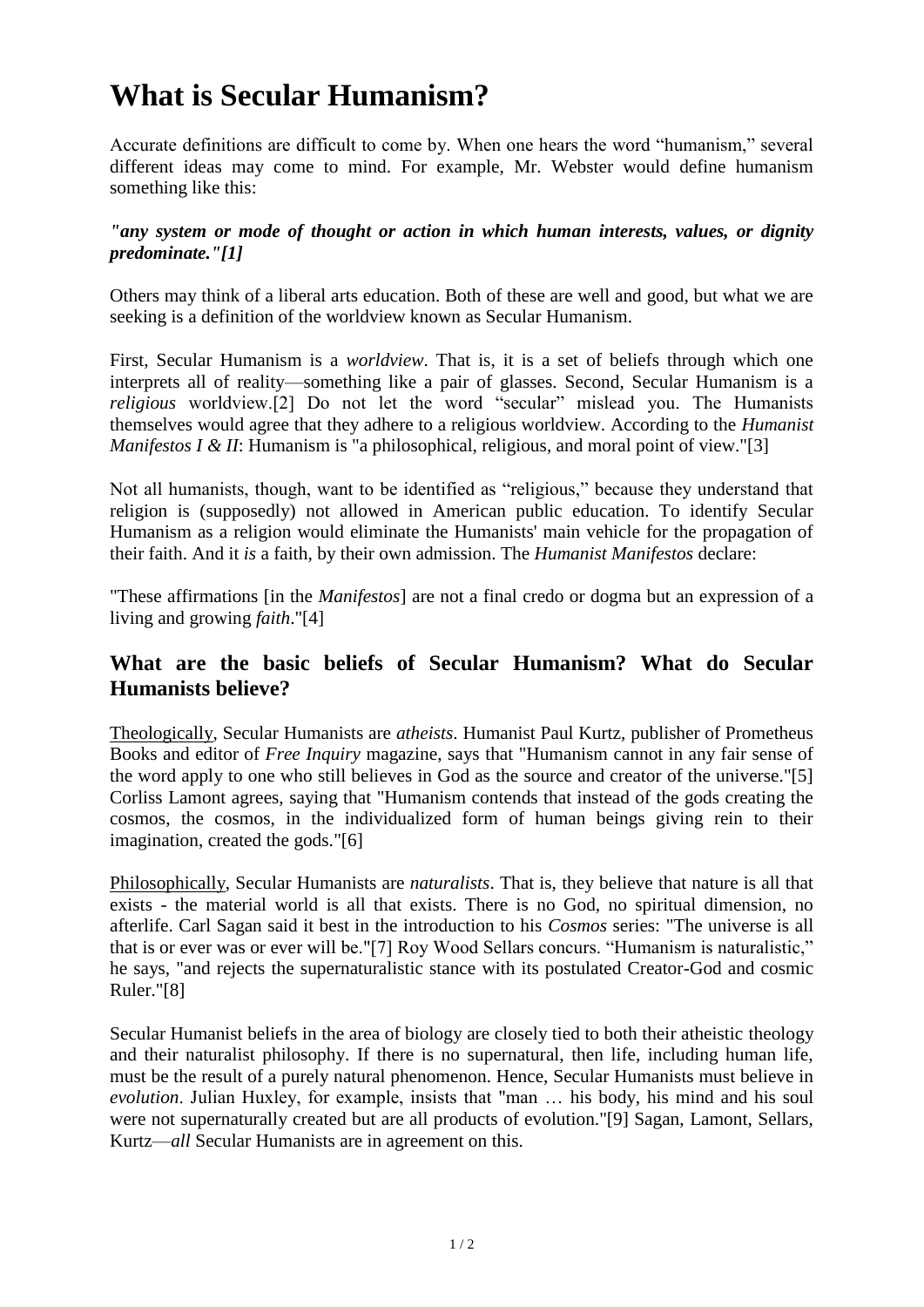# What is Secular Humanism?

Accurate definitions are difficult to come by. When one hears the word "humanism," several different ideas may come to mind. For example, Mr. Webster would define humanism something like this:

***"any system or mode of thought or action in which human interests, values, or dignity predominate."[1]***

Others may think of a liberal arts education. Both of these are well and good, but what we are seeking is a definition of the worldview known as Secular Humanism.

First, Secular Humanism is a *worldview*. That is, it is a set of beliefs through which one interprets all of reality—something like a pair of glasses. Second, Secular Humanism is a *religious* worldview.[2] Do not let the word "secular" mislead you. The Humanists themselves would agree that they adhere to a religious worldview. According to the *Humanist Manifestos I & II*: Humanism is "a philosophical, religious, and moral point of view."[3]

Not all humanists, though, want to be identified as "religious," because they understand that religion is (supposedly) not allowed in American public education. To identify Secular Humanism as a religion would eliminate the Humanists' main vehicle for the propagation of their faith. And it *is* a faith, by their own admission. The *Humanist Manifestos* declare:

"These affirmations [in the *Manifestos*] are not a final credo or dogma but an expression of a living and growing *faith*."[4]

## What are the basic beliefs of Secular Humanism? What do Secular Humanists believe?

<u>Theologically</u>, Secular Humanists are *atheists*. Humanist Paul Kurtz, publisher of Prometheus Books and editor of *Free Inquiry* magazine, says that "Humanism cannot in any fair sense of the word apply to one who still believes in God as the source and creator of the universe."[5] Corliss Lamont agrees, saying that "Humanism contends that instead of the gods creating the cosmos, the cosmos, in the individualized form of human beings giving rein to their imagination, created the gods."[6]

<u>Philosophically</u>, Secular Humanists are *naturalists*. That is, they believe that nature is all that exists - the material world is all that exists. There is no God, no spiritual dimension, no afterlife. Carl Sagan said it best in the introduction to his *Cosmos* series: "The universe is all that is or ever was or ever will be."[7] Roy Wood Sellars concurs. "Humanism is naturalistic," he says, "and rejects the supernaturalistic stance with its postulated Creator-God and cosmic Ruler."[8]

Secular Humanist beliefs in the area of biology are closely tied to both their atheistic theology and their naturalist philosophy. If there is no supernatural, then life, including human life, must be the result of a purely natural phenomenon. Hence, Secular Humanists must believe in *evolution*. Julian Huxley, for example, insists that "man … his body, his mind and his soul were not supernaturally created but are all products of evolution."[9] Sagan, Lamont, Sellars, Kurtz—*all* Secular Humanists are in agreement on this.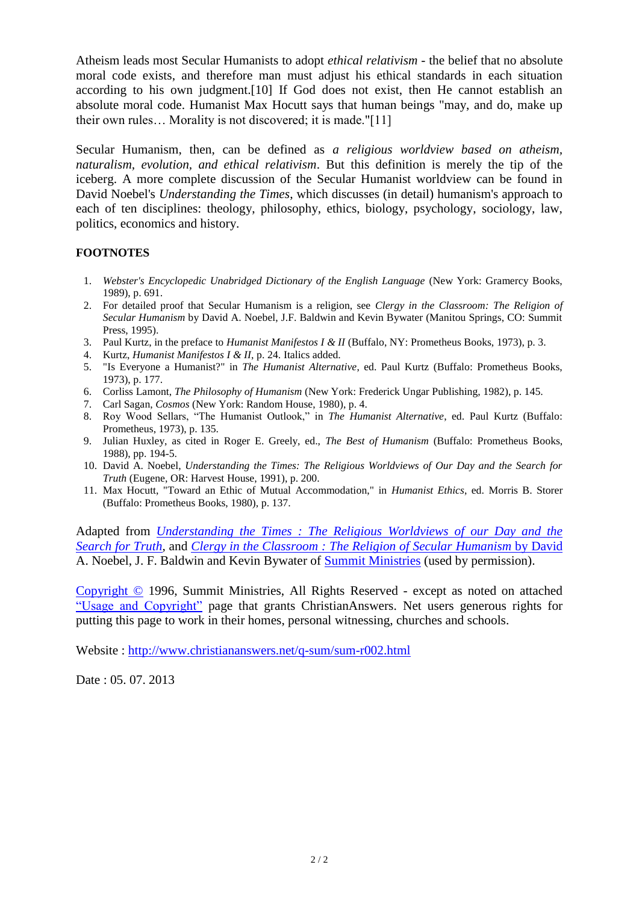Atheism leads most Secular Humanists to adopt *ethical relativism* - the belief that no absolute moral code exists, and therefore man must adjust his ethical standards in each situation according to his own judgment.[10] If God does not exist, then He cannot establish an absolute moral code. Humanist Max Hocutt says that human beings "may, and do, make up their own rules… Morality is not discovered; it is made."[11]

Secular Humanism, then, can be defined as *a religious worldview based on atheism, naturalism, evolution, and ethical relativism*. But this definition is merely the tip of the iceberg. A more complete discussion of the Secular Humanist worldview can be found in David Noebel's *Understanding the Times*, which discusses (in detail) humanism's approach to each of ten disciplines: theology, philosophy, ethics, biology, psychology, sociology, law, politics, economics and history.

**FOOTNOTES**

1. *Webster's Encyclopedic Unabridged Dictionary of the English Language* (New York: Gramercy Books, 1989), p. 691.
2. For detailed proof that Secular Humanism is a religion, see *Clergy in the Classroom: The Religion of Secular Humanism* by David A. Noebel, J.F. Baldwin and Kevin Bywater (Manitou Springs, CO: Summit Press, 1995).
3. Paul Kurtz, in the preface to *Humanist Manifestos I & II* (Buffalo, NY: Prometheus Books, 1973), p. 3.
4. Kurtz, *Humanist Manifestos I & II*, p. 24. Italics added.
5. "Is Everyone a Humanist?" in *The Humanist Alternative*, ed. Paul Kurtz (Buffalo: Prometheus Books, 1973), p. 177.
6. Corliss Lamont, *The Philosophy of Humanism* (New York: Frederick Ungar Publishing, 1982), p. 145.
7. Carl Sagan, *Cosmos* (New York: Random House, 1980), p. 4.
8. Roy Wood Sellars, "The Humanist Outlook," in *The Humanist Alternative*, ed. Paul Kurtz (Buffalo: Prometheus, 1973), p. 135.
9. Julian Huxley, as cited in Roger E. Greely, ed., *The Best of Humanism* (Buffalo: Prometheus Books, 1988), pp. 194-5.
10. David A. Noebel, *Understanding the Times: The Religious Worldviews of Our Day and the Search for Truth* (Eugene, OR: Harvest House, 1991), p. 200.
11. Max Hocutt, "Toward an Ethic of Mutual Accommodation," in *Humanist Ethics*, ed. Morris B. Storer (Buffalo: Prometheus Books, 1980), p. 137.

Adapted from *Understanding the Times : The Religious Worldviews of our Day and the Search for Truth*, and *Clergy in the Classroom : The Religion of Secular Humanism* by David A. Noebel, J. F. Baldwin and Kevin Bywater of Summit Ministries (used by permission).

Copyright © 1996, Summit Ministries, All Rights Reserved - except as noted on attached "Usage and Copyright" page that grants ChristianAnswers. Net users generous rights for putting this page to work in their homes, personal witnessing, churches and schools.

Website : http://www.christiananswers.net/q-sum/sum-r002.html

Date : 05. 07. 2013